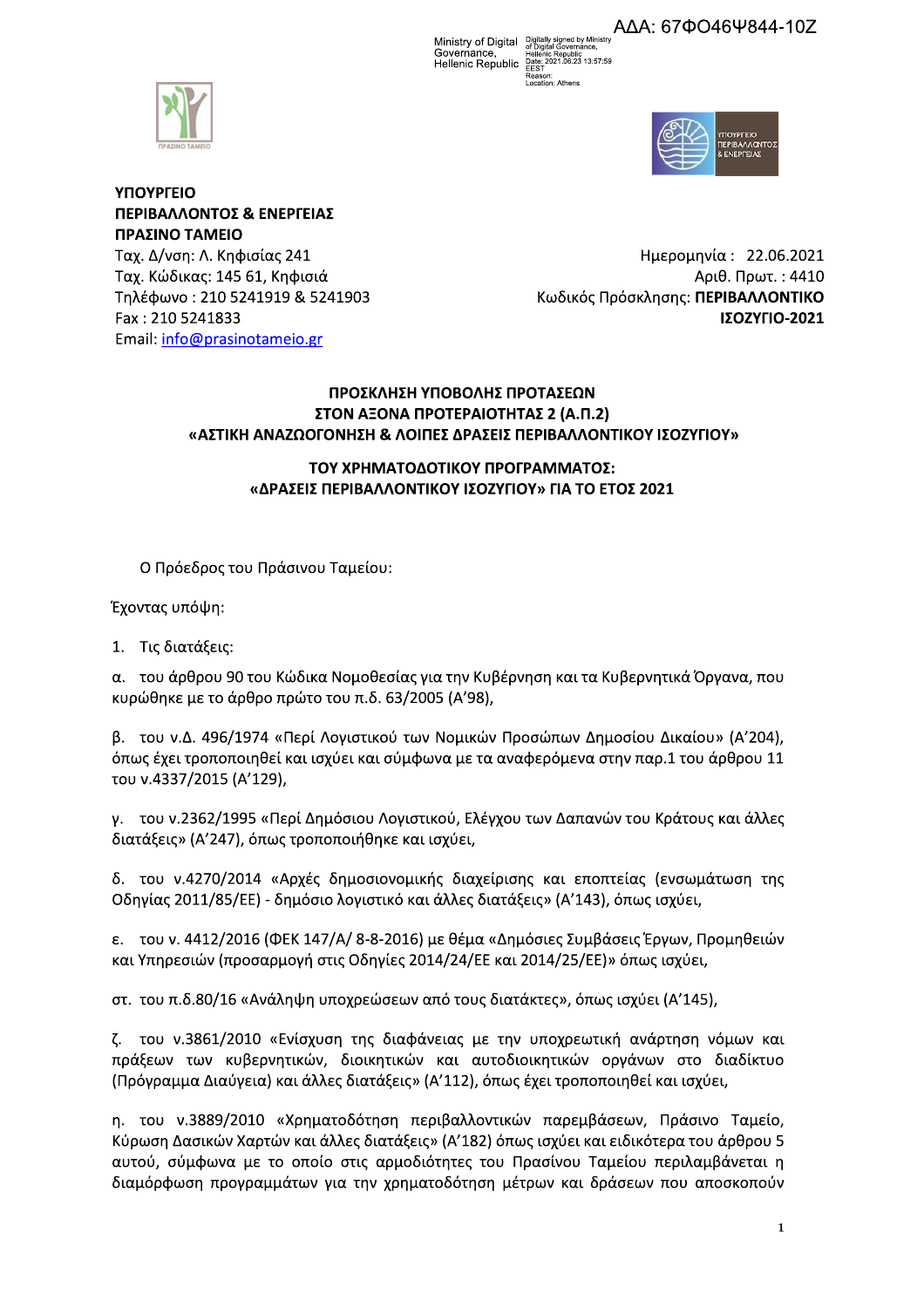ΑΔΑ: 67ΦΟ46Ψ844-10Ζ

**ΥΠΟΥΡΓΕΙΟ**
**ΠΕΡΙΒΑΛΛΟΝΤΟΣ & ΕΝΕΡΓΕΙΑΣ**
**ΠΡΑΣΙΝΟ ΤΑΜΕΙΟ**
Ταχ. Δ/νση: Λ. Κηφισίας 241
Ταχ. Κώδικας: 145 61, Κηφισιά
Τηλέφωνο : 210 5241919 & 5241903
Fax : 210 5241833
Email: info@prasinotameio.gr

Ημερομηνία : 22.06.2021
Αριθ. Πρωτ. : 4410
Κωδικός Πρόσκλησης: **ΠΕΡΙΒΑΛΛΟΝΤΙΚΟ ΙΣΟΖΥΓΙΟ-2021**

**ΠΡΟΣΚΛΗΣΗ ΥΠΟΒΟΛΗΣ ΠΡΟΤΑΣΕΩΝ**
**ΣΤΟΝ ΑΞΟΝΑ ΠΡΟΤΕΡΑΙΟΤΗΤΑΣ 2 (Α.Π.2)**
**«ΑΣΤΙΚΗ ΑΝΑΖΩΟΓΟΝΗΣΗ & ΛΟΙΠΕΣ ΔΡΑΣΕΙΣ ΠΕΡΙΒΑΛΛΟΝΤΙΚΟΥ ΙΣΟΖΥΓΙΟΥ»**

**ΤΟΥ ΧΡΗΜΑΤΟΔΟΤΙΚΟΥ ΠΡΟΓΡΑΜΜΑΤΟΣ:**
**«ΔΡΑΣΕΙΣ ΠΕΡΙΒΑΛΛΟΝΤΙΚΟΥ ΙΣΟΖΥΓΙΟΥ» ΓΙΑ ΤΟ ΕΤΟΣ 2021**

Ο Πρόεδρος του Πράσινου Ταμείου:

Έχοντας υπόψη:

1. Τις διατάξεις:

α. του άρθρου 90 του Κώδικα Νομοθεσίας για την Κυβέρνηση και τα Κυβερνητικά Όργανα, που κυρώθηκε με το άρθρο πρώτο του π.δ. 63/2005 (Α'98),

β. του ν.Δ. 496/1974 «Περί Λογιστικού των Νομικών Προσώπων Δημοσίου Δικαίου» (Α'204), όπως έχει τροποποιηθεί και ισχύει και σύμφωνα με τα αναφερόμενα στην παρ.1 του άρθρου 11 του ν.4337/2015 (Α'129),

γ. του ν.2362/1995 «Περί Δημόσιου Λογιστικού, Ελέγχου των Δαπανών του Κράτους και άλλες διατάξεις» (Α'247), όπως τροποποιήθηκε και ισχύει,

δ. του ν.4270/2014 «Αρχές δημοσιονομικής διαχείρισης και εποπτείας (ενσωμάτωση της Οδηγίας 2011/85/ΕΕ) - δημόσιο λογιστικό και άλλες διατάξεις» (Α'143), όπως ισχύει,

ε. του ν. 4412/2016 (ΦΕΚ 147/Α/ 8-8-2016) με θέμα «Δημόσιες Συμβάσεις Έργων, Προμηθειών και Υπηρεσιών (προσαρμογή στις Οδηγίες 2014/24/ΕΕ και 2014/25/ΕΕ)» όπως ισχύει,

στ. του π.δ.80/16 «Ανάληψη υποχρεώσεων από τους διατάκτες», όπως ισχύει (Α'145),

ζ. του ν.3861/2010 «Ενίσχυση της διαφάνειας με την υποχρεωτική ανάρτηση νόμων και πράξεων των κυβερνητικών, διοικητικών και αυτοδιοικητικών οργάνων στο διαδίκτυο (Πρόγραμμα Διαύγεια) και άλλες διατάξεις» (Α'112), όπως έχει τροποποιηθεί και ισχύει,

η. του ν.3889/2010 «Χρηματοδότηση περιβαλλοντικών παρεμβάσεων, Πράσινο Ταμείο, Κύρωση Δασικών Χαρτών και άλλες διατάξεις» (Α'182) όπως ισχύει και ειδικότερα του άρθρου 5 αυτού, σύμφωνα με το οποίο στις αρμοδιότητες του Πρασίνου Ταμείου περιλαμβάνεται η διαμόρφωση προγραμμάτων για την χρηματοδότηση μέτρων και δράσεων που αποσκοπούν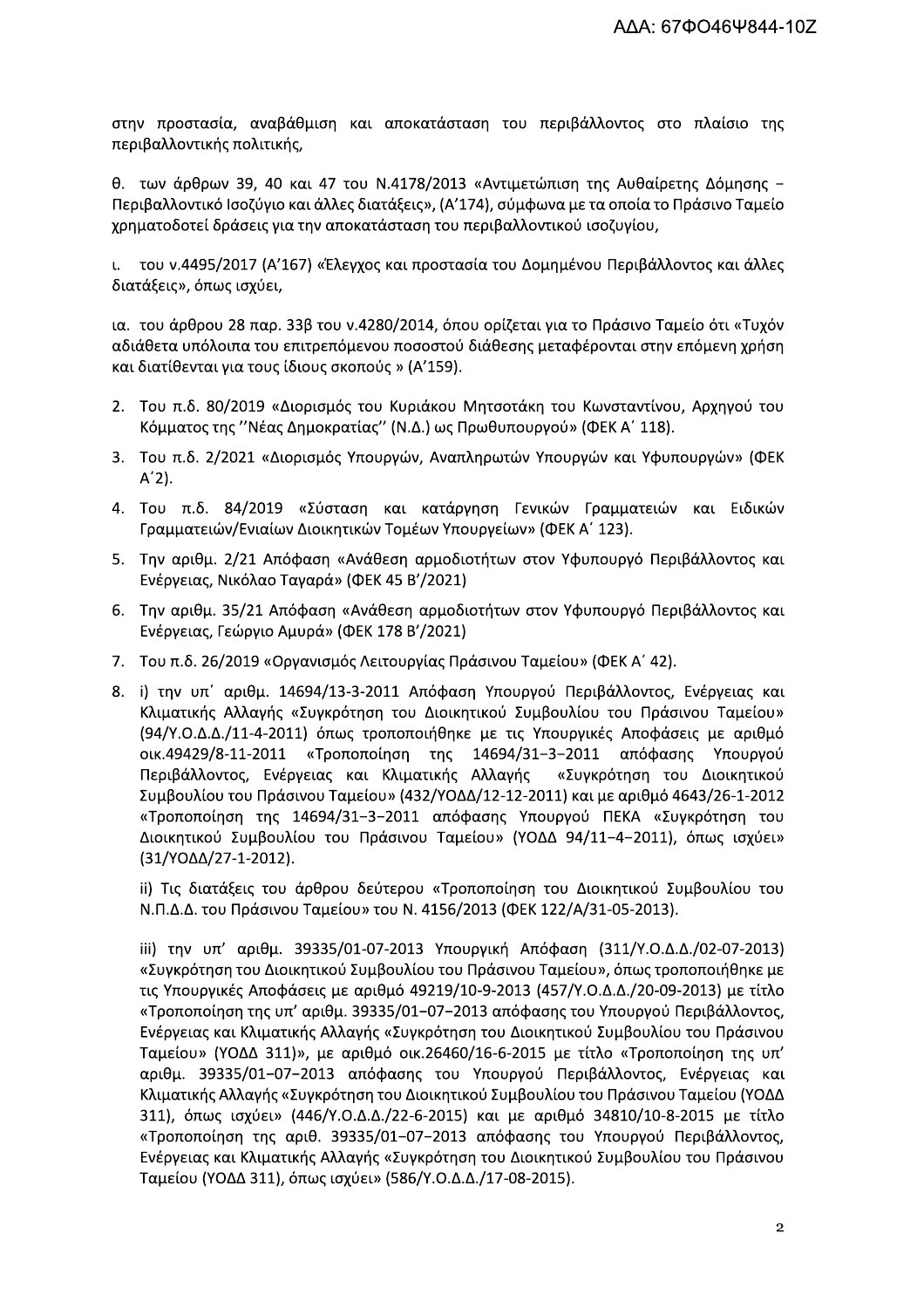στην προστασία, αναβάθμιση και αποκατάσταση του περιβάλλοντος στο πλαίσιο της περιβαλλοντικής πολιτικής,

θ. των άρθρων 39, 40 και 47 του Ν.4178/2013 «Αντιμετώπιση της Αυθαίρετης Δόμησης – Περιβαλλοντικό Ισοζύγιο και άλλες διατάξεις», (Α'174), σύμφωνα με τα οποία το Πράσινο Ταμείο χρηματοδοτεί δράσεις για την αποκατάσταση του περιβαλλοντικού ισοζυγίου,

ι. του ν.4495/2017 (Α'167) «Έλεγχος και προστασία του Δομημένου Περιβάλλοντος και άλλες διατάξεις», όπως ισχύει,

ια. του άρθρου 28 παρ. 33β του ν.4280/2014, όπου ορίζεται για το Πράσινο Ταμείο ότι «Τυχόν αδιάθετα υπόλοιπα του επιτρεπόμενου ποσοστού διάθεσης μεταφέρονται στην επόμενη χρήση και διατίθενται για τους ίδιους σκοπούς » (Α'159).

2. Του π.δ. 80/2019 «Διορισμός του Κυριάκου Μητσοτάκη του Κωνσταντίνου, Αρχηγού του Κόμματος της ''Νέας Δημοκρατίας'' (Ν.Δ.) ως Πρωθυπουργού» (ΦΕΚ Α΄ 118).
3. Του π.δ. 2/2021 «Διορισμός Υπουργών, Αναπληρωτών Υπουργών και Υφυπουργών» (ΦΕΚ Α΄2).
4. Του π.δ. 84/2019 «Σύσταση και κατάργηση Γενικών Γραμματειών και Ειδικών Γραμματειών/Ενιαίων Διοικητικών Τομέων Υπουργείων» (ΦΕΚ Α΄ 123).
5. Την αριθμ. 2/21 Απόφαση «Ανάθεση αρμοδιοτήτων στον Υφυπουργό Περιβάλλοντος και Ενέργειας, Νικόλαο Ταγαρά» (ΦΕΚ 45 Β'/2021)
6. Την αριθμ. 35/21 Απόφαση «Ανάθεση αρμοδιοτήτων στον Υφυπουργό Περιβάλλοντος και Ενέργειας, Γεώργιο Αμυρά» (ΦΕΚ 178 Β'/2021)
7. Του π.δ. 26/2019 «Οργανισμός Λειτουργίας Πράσινου Ταμείου» (ΦΕΚ Α΄ 42).
8. i) την υπ΄ αριθμ. 14694/13-3-2011 Απόφαση Υπουργού Περιβάλλοντος, Ενέργειας και Κλιματικής Αλλαγής «Συγκρότηση του Διοικητικού Συμβουλίου του Πράσινου Ταμείου» (94/Υ.Ο.Δ.Δ./11-4-2011) όπως τροποποιήθηκε με τις Υπουργικές Αποφάσεις με αριθμό οικ.49429/8-11-2011 «Τροποποίηση της 14694/31−3−2011 απόφασης Υπουργού Περιβάλλοντος, Ενέργειας και Κλιματικής Αλλαγής «Συγκρότηση του Διοικητικού Συμβουλίου του Πράσινου Ταμείου» (432/ΥΟΔΔ/12-12-2011) και με αριθμό 4643/26-1-2012 «Τροποποίηση της 14694/31−3−2011 απόφασης Υπουργού ΠΕΚΑ «Συγκρότηση του Διοικητικού Συμβουλίου του Πράσινου Ταμείου» (ΥΟΔΔ 94/11−4−2011), όπως ισχύει» (31/ΥΟΔΔ/27-1-2012).

   ii) Τις διατάξεις του άρθρου δεύτερου «Τροποποίηση του Διοικητικού Συμβουλίου του Ν.Π.Δ.Δ. του Πράσινου Ταμείου» του Ν. 4156/2013 (ΦΕΚ 122/Α/31-05-2013).

   iii) την υπ' αριθμ. 39335/01-07-2013 Υπουργική Απόφαση (311/Υ.Ο.Δ.Δ./02-07-2013) «Συγκρότηση του Διοικητικού Συμβουλίου του Πράσινου Ταμείου», όπως τροποποιήθηκε με τις Υπουργικές Αποφάσεις με αριθμό 49219/10-9-2013 (457/Υ.Ο.Δ.Δ./20-09-2013) με τίτλο «Τροποποίηση της υπ' αριθμ. 39335/01−07−2013 απόφασης του Υπουργού Περιβάλλοντος, Ενέργειας και Κλιματικής Αλλαγής «Συγκρότηση του Διοικητικού Συμβουλίου του Πράσινου Ταμείου» (ΥΟΔΔ 311)», με αριθμό οικ.26460/16-6-2015 με τίτλο «Τροποποίηση της υπ' αριθμ. 39335/01−07−2013 απόφασης του Υπουργού Περιβάλλοντος, Ενέργειας και Κλιματικής Αλλαγής «Συγκρότηση του Διοικητικού Συμβουλίου του Πράσινου Ταμείου (ΥΟΔΔ 311), όπως ισχύει» (446/Υ.Ο.Δ.Δ./22-6-2015) και με αριθμό 34810/10-8-2015 με τίτλο «Τροποποίηση της αριθ. 39335/01−07−2013 απόφασης του Υπουργού Περιβάλλοντος, Ενέργειας και Κλιματικής Αλλαγής «Συγκρότηση του Διοικητικού Συμβουλίου του Πράσινου Ταμείου (ΥΟΔΔ 311), όπως ισχύει» (586/Υ.Ο.Δ.Δ./17-08-2015).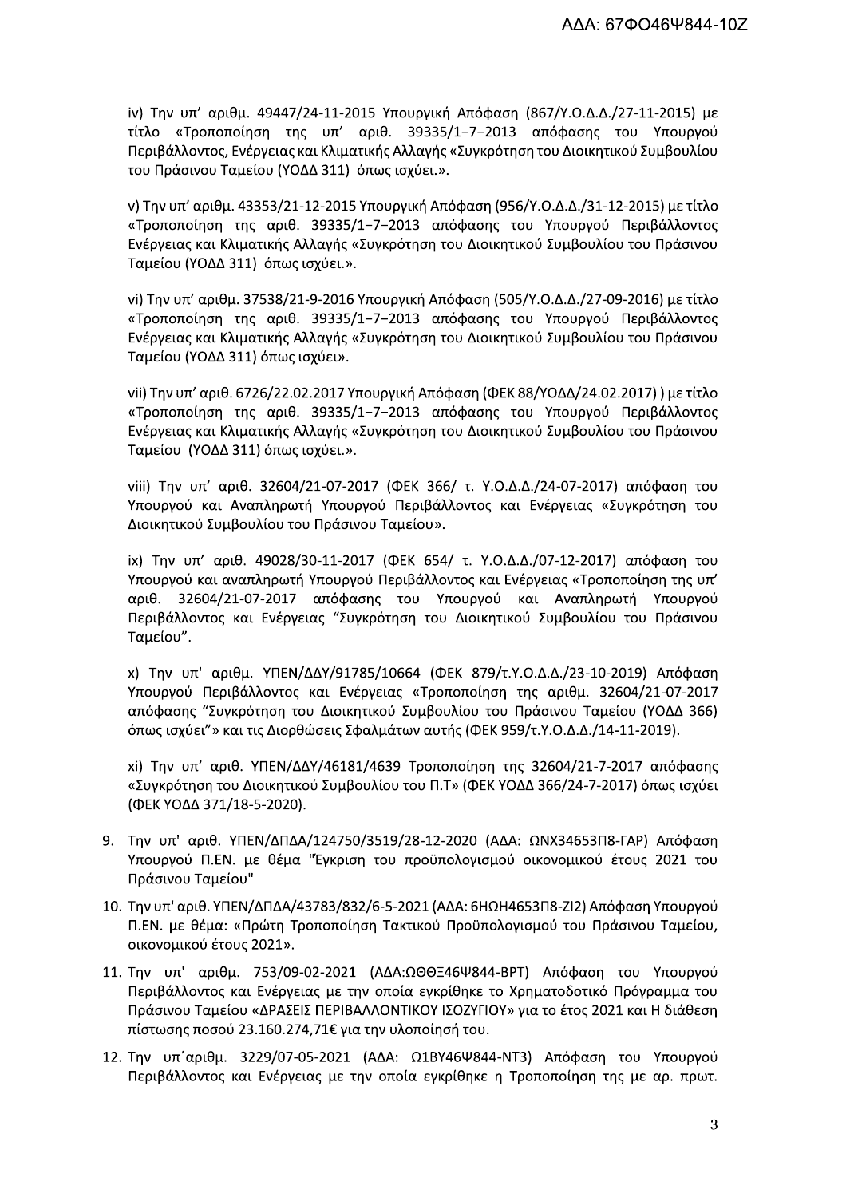iv) Την υπ' αριθμ. 49447/24-11-2015 Υπουργική Απόφαση (867/Υ.Ο.Δ.Δ./27-11-2015) με τίτλο «Τροποποίηση της υπ' αριθ. 39335/1–7–2013 απόφασης του Υπουργού Περιβάλλοντος, Ενέργειας και Κλιματικής Αλλαγής «Συγκρότηση του Διοικητικού Συμβουλίου του Πράσινου Ταμείου (ΥΟΔΔ 311) όπως ισχύει.».

v) Την υπ' αριθμ. 43353/21-12-2015 Υπουργική Απόφαση (956/Υ.Ο.Δ.Δ./31-12-2015) με τίτλο «Τροποποίηση της αριθ. 39335/1–7–2013 απόφασης του Υπουργού Περιβάλλοντος Ενέργειας και Κλιματικής Αλλαγής «Συγκρότηση του Διοικητικού Συμβουλίου του Πράσινου Ταμείου (ΥΟΔΔ 311) όπως ισχύει.».

vi) Την υπ' αριθμ. 37538/21-9-2016 Υπουργική Απόφαση (505/Υ.Ο.Δ.Δ./27-09-2016) με τίτλο «Τροποποίηση της αριθ. 39335/1–7–2013 απόφασης του Υπουργού Περιβάλλοντος Ενέργειας και Κλιματικής Αλλαγής «Συγκρότηση του Διοικητικού Συμβουλίου του Πράσινου Ταμείου (ΥΟΔΔ 311) όπως ισχύει».

vii) Την υπ' αριθ. 6726/22.02.2017 Υπουργική Απόφαση (ΦΕΚ 88/ΥΟΔΔ/24.02.2017) ) με τίτλο «Τροποποίηση της αριθ. 39335/1–7–2013 απόφασης του Υπουργού Περιβάλλοντος Ενέργειας και Κλιματικής Αλλαγής «Συγκρότηση του Διοικητικού Συμβουλίου του Πράσινου Ταμείου (ΥΟΔΔ 311) όπως ισχύει.».

viii) Την υπ' αριθ. 32604/21-07-2017 (ΦΕΚ 366/ τ. Υ.Ο.Δ.Δ./24-07-2017) απόφαση του Υπουργού και Αναπληρωτή Υπουργού Περιβάλλοντος και Ενέργειας «Συγκρότηση του Διοικητικού Συμβουλίου του Πράσινου Ταμείου».

ix) Την υπ' αριθ. 49028/30-11-2017 (ΦΕΚ 654/ τ. Υ.Ο.Δ.Δ./07-12-2017) απόφαση του Υπουργού και αναπληρωτή Υπουργού Περιβάλλοντος και Ενέργειας «Τροποποίηση της υπ' αριθ. 32604/21-07-2017 απόφασης του Υπουργού και Αναπληρωτή Υπουργού Περιβάλλοντος και Ενέργειας "Συγκρότηση του Διοικητικού Συμβουλίου του Πράσινου Ταμείου".

x) Την υπ' αριθμ. ΥΠΕΝ/ΔΔΥ/91785/10664 (ΦΕΚ 879/τ.Υ.Ο.Δ.Δ./23-10-2019) Απόφαση Υπουργού Περιβάλλοντος και Ενέργειας «Τροποποίηση της αριθμ. 32604/21-07-2017 απόφασης "Συγκρότηση του Διοικητικού Συμβουλίου του Πράσινου Ταμείου (ΥΟΔΔ 366) όπως ισχύει"» και τις Διορθώσεις Σφαλμάτων αυτής (ΦΕΚ 959/τ.Υ.Ο.Δ.Δ./14-11-2019).

xi) Την υπ' αριθ. ΥΠΕΝ/ΔΔΥ/46181/4639 Τροποποίηση της 32604/21-7-2017 απόφασης «Συγκρότηση του Διοικητικού Συμβουλίου του Π.Τ» (ΦΕΚ ΥΟΔΔ 366/24-7-2017) όπως ισχύει (ΦΕΚ ΥΟΔΔ 371/18-5-2020).

9. Την υπ' αριθ. ΥΠΕΝ/ΔΠΔΑ/124750/3519/28-12-2020 (ΑΔΑ: ΩΝΧ34653Π8-ΓΑΡ) Απόφαση Υπουργού Π.ΕΝ. με θέμα "Έγκριση του προϋπολογισμού οικονομικού έτους 2021 του Πράσινου Ταμείου"
10. Την υπ' αριθ. ΥΠΕΝ/ΔΠΔΑ/43783/832/6-5-2021 (ΑΔΑ: 6ΗΩΗ4653Π8-ΖΙ2) Απόφαση Υπουργού Π.ΕΝ. με θέμα: «Πρώτη Τροποποίηση Τακτικού Προϋπολογισμού του Πράσινου Ταμείου, οικονομικού έτους 2021».
11. Την υπ' αριθμ. 753/09-02-2021 (ΑΔΑ:ΩΘΘΞ46Ψ844-ΒΡΤ) Απόφαση του Υπουργού Περιβάλλοντος και Ενέργειας με την οποία εγκρίθηκε το Χρηματοδοτικό Πρόγραμμα του Πράσινου Ταμείου «ΔΡΑΣΕΙΣ ΠΕΡΙΒΑΛΛΟΝΤΙΚΟΥ ΙΣΟΖΥΓΙΟΥ» για το έτος 2021 και Η διάθεση πίστωσης ποσού 23.160.274,71€ για την υλοποίησή του.
12. Την υπ΄αριθμ. 3229/07-05-2021 (ΑΔΑ: Ω1ΒΥ46Ψ844-ΝΤ3) Απόφαση του Υπουργού Περιβάλλοντος και Ενέργειας με την οποία εγκρίθηκε η Τροποποίηση της με αρ. πρωτ.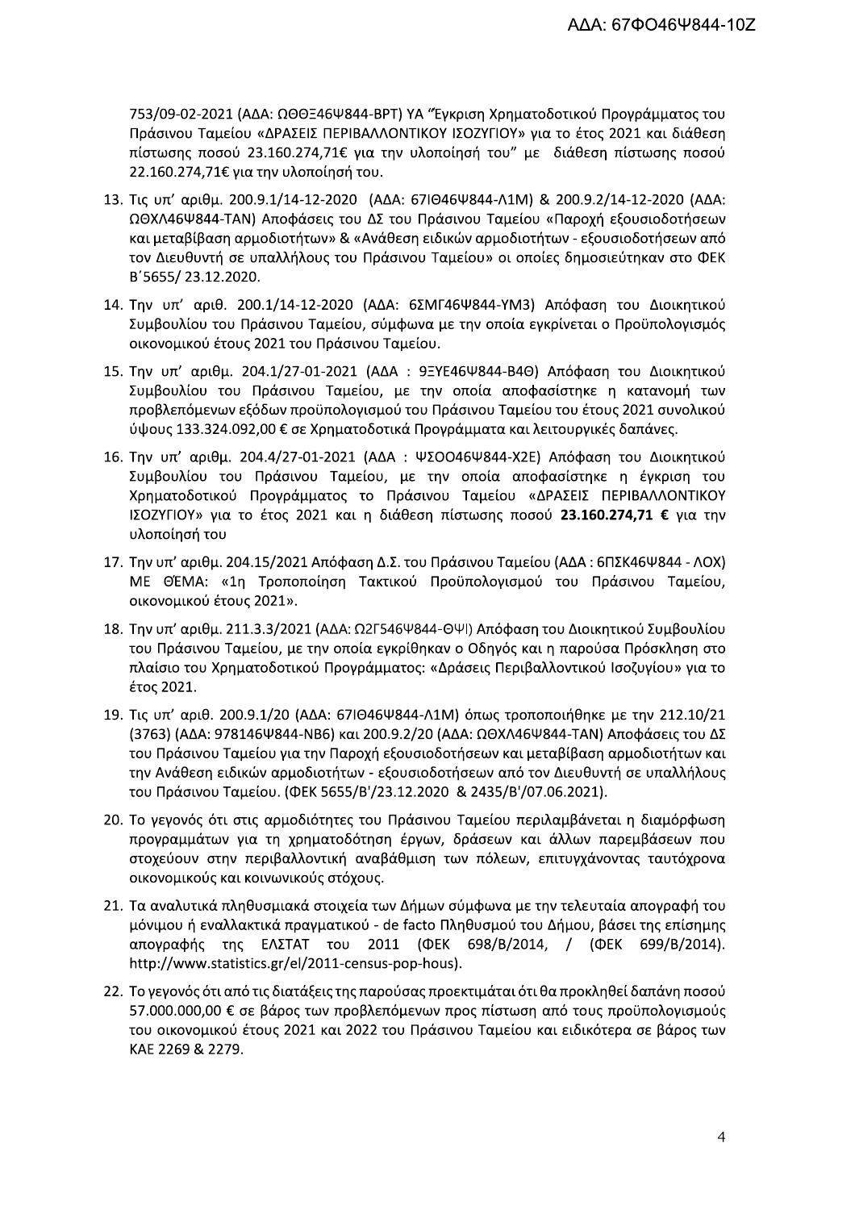753/09-02-2021 (ΑΔΑ: ΩΘΘΞ46Ψ844-ΒΡΤ) ΥΑ "Έγκριση Χρηματοδοτικού Προγράμματος του Πράσινου Ταμείου «ΔΡΑΣΕΙΣ ΠΕΡΙΒΑΛΛΟΝΤΙΚΟΥ ΙΣΟΖΥΓΙΟΥ» για το έτος 2021 και διάθεση πίστωσης ποσού 23.160.274,71€ για την υλοποίησή του" με διάθεση πίστωσης ποσού 22.160.274,71€ για την υλοποίησή του.

13. Τις υπ' αριθμ. 200.9.1/14-12-2020 (ΑΔΑ: 67ΙΘ46Ψ844-Λ1Μ) & 200.9.2/14-12-2020 (ΑΔΑ: ΩΘΧΛ46Ψ844-ΤΑΝ) Αποφάσεις του ΔΣ του Πράσινου Ταμείου «Παροχή εξουσιοδοτήσεων και μεταβίβαση αρμοδιοτήτων» & «Ανάθεση ειδικών αρμοδιοτήτων - εξουσιοδοτήσεων από τον Διευθυντή σε υπαλλήλους του Πράσινου Ταμείου» οι οποίες δημοσιεύτηκαν στο ΦΕΚ Β΄5655/ 23.12.2020.
14. Την υπ' αριθ. 200.1/14-12-2020 (ΑΔΑ: 6ΣΜΓ46Ψ844-ΥΜ3) Απόφαση του Διοικητικού Συμβουλίου του Πράσινου Ταμείου, σύμφωνα με την οποία εγκρίνεται ο Προϋπολογισμός οικονομικού έτους 2021 του Πράσινου Ταμείου.
15. Την υπ' αριθμ. 204.1/27-01-2021 (ΑΔΑ : 9ΞΥΕ46Ψ844-Β4Θ) Απόφαση του Διοικητικού Συμβουλίου του Πράσινου Ταμείου, με την οποία αποφασίστηκε η κατανομή των προβλεπόμενων εξόδων προϋπολογισμού του Πράσινου Ταμείου του έτους 2021 συνολικού ύψους 133.324.092,00 € σε Χρηματοδοτικά Προγράμματα και λειτουργικές δαπάνες.
16. Την υπ' αριθμ. 204.4/27-01-2021 (ΑΔΑ : ΨΣΟΟ46Ψ844-Χ2Ε) Απόφαση του Διοικητικού Συμβουλίου του Πράσινου Ταμείου, με την οποία αποφασίστηκε η έγκριση του Χρηματοδοτικού Προγράμματος το Πράσινου Ταμείου «ΔΡΑΣΕΙΣ ΠΕΡΙΒΑΛΛΟΝΤΙΚΟΥ ΙΣΟΖΥΓΙΟΥ» για το έτος 2021 και η διάθεση πίστωσης ποσού **23.160.274,71 €** για την υλοποίησή του
17. Την υπ' αριθμ. 204.15/2021 Απόφαση Δ.Σ. του Πράσινου Ταμείου (ΑΔΑ : 6ΠΣΚ46Ψ844 - ΛΟΧ) ΜΕ ΘΕΜΑ: «1η Τροποποίηση Τακτικού Προϋπολογισμού του Πράσινου Ταμείου, οικονομικού έτους 2021».
18. Την υπ' αριθμ. 211.3.3/2021 (ΑΔΑ: Ω2Γ546Ψ844-ΘΨΙ) Απόφαση του Διοικητικού Συμβουλίου του Πράσινου Ταμείου, με την οποία εγκρίθηκαν ο Οδηγός και η παρούσα Πρόσκληση στο πλαίσιο του Χρηματοδοτικού Προγράμματος: «Δράσεις Περιβαλλοντικού Ισοζυγίου» για το έτος 2021.
19. Τις υπ' αριθ. 200.9.1/20 (ΑΔΑ: 67ΙΘ46Ψ844-Λ1Μ) όπως τροποποιήθηκε με την 212.10/21 (3763) (ΑΔΑ: 978146Ψ844-ΝΒ6) και 200.9.2/20 (ΑΔΑ: ΩΘΧΛ46Ψ844-ΤΑΝ) Αποφάσεις του ΔΣ του Πράσινου Ταμείου για την Παροχή εξουσιοδοτήσεων και μεταβίβαση αρμοδιοτήτων και την Ανάθεση ειδικών αρμοδιοτήτων - εξουσιοδοτήσεων από τον Διευθυντή σε υπαλλήλους του Πράσινου Ταμείου. (ΦΕΚ 5655/Β'/23.12.2020 & 2435/Β'/07.06.2021).
20. Το γεγονός ότι στις αρμοδιότητες του Πράσινου Ταμείου περιλαμβάνεται η διαμόρφωση προγραμμάτων για τη χρηματοδότηση έργων, δράσεων και άλλων παρεμβάσεων που στοχεύουν στην περιβαλλοντική αναβάθμιση των πόλεων, επιτυγχάνοντας ταυτόχρονα οικονομικούς και κοινωνικούς στόχους.
21. Τα αναλυτικά πληθυσμιακά στοιχεία των Δήμων σύμφωνα με την τελευταία απογραφή του μόνιμου ή εναλλακτικά πραγματικού - de facto Πληθυσμού του Δήμου, βάσει της επίσημης απογραφής της ΕΛΣΤΑΤ του 2011 (ΦΕΚ 698/Β/2014, / (ΦΕΚ 699/Β/2014). http://www.statistics.gr/el/2011-census-pop-hous).
22. Το γεγονός ότι από τις διατάξεις της παρούσας προεκτιμάται ότι θα προκληθεί δαπάνη ποσού 57.000.000,00 € σε βάρος των προβλεπόμενων προς πίστωση από τους προϋπολογισμούς του οικονομικού έτους 2021 και 2022 του Πράσινου Ταμείου και ειδικότερα σε βάρος των ΚΑΕ 2269 & 2279.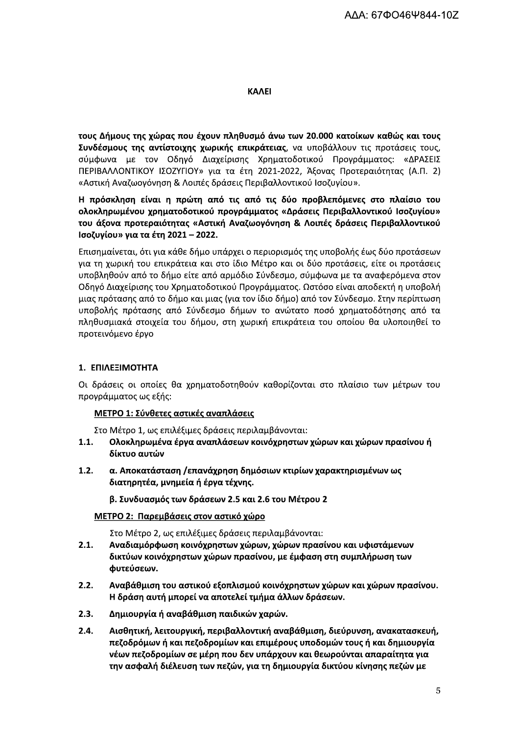**ΚΑΛΕΙ**

**τους Δήμους της χώρας που έχουν πληθυσμό άνω των 20.000 κατοίκων καθώς και τους Συνδέσμους της αντίστοιχης χωρικής επικράτειας**, να υποβάλλουν τις προτάσεις τους, σύμφωνα με τον Οδηγό Διαχείρισης Χρηματοδοτικού Προγράμματος: «ΔΡΑΣΕΙΣ ΠΕΡΙΒΑΛΛΟΝΤΙΚΟΥ ΙΣΟΖΥΓΙΟΥ» για τα έτη 2021-2022, Άξονας Προτεραιότητας (Α.Π. 2) «Αστική Αναζωογόνηση & Λοιπές δράσεις Περιβαλλοντικού Ισοζυγίου».

**Η πρόσκληση είναι η πρώτη από τις από τις δύο προβλεπόμενες στο πλαίσιο του ολοκληρωμένου χρηματοδοτικού προγράμματος «Δράσεις Περιβαλλοντικού Ισοζυγίου» του άξονα προτεραιότητας «Αστική Αναζωογόνηση & Λοιπές δράσεις Περιβαλλοντικού Ισοζυγίου» για τα έτη 2021 – 2022.**

Επισημαίνεται, ότι για κάθε δήμο υπάρχει ο περιορισμός της υποβολής έως δύο προτάσεων για τη χωρική του επικράτεια και στο ίδιο Μέτρο και οι δύο προτάσεις, είτε οι προτάσεις υποβληθούν από το δήμο είτε από αρμόδιο Σύνδεσμο, σύμφωνα με τα αναφερόμενα στον Οδηγό Διαχείρισης του Χρηματοδοτικού Προγράμματος. Ωστόσο είναι αποδεκτή η υποβολή μιας πρότασης από το δήμο και μιας (για τον ίδιο δήμο) από τον Σύνδεσμο. Στην περίπτωση υποβολής πρότασης από Σύνδεσμο δήμων το ανώτατο ποσό χρηματοδότησης από τα πληθυσμιακά στοιχεία του δήμου, στη χωρική επικράτεια του οποίου θα υλοποιηθεί το προτεινόμενο έργο

## 1. ΕΠΙΛΕΞΙΜΟΤΗΤΑ

Οι δράσεις οι οποίες θα χρηματοδοτηθούν καθορίζονται στο πλαίσιο των μέτρων του προγράμματος ως εξής:

**ΜΕΤΡΟ 1: Σύνθετες αστικές αναπλάσεις**

Στο Μέτρο 1, ως επιλέξιμες δράσεις περιλαμβάνονται:

1.1. **Ολοκληρωμένα έργα αναπλάσεων κοινόχρηστων χώρων και χώρων πρασίνου ή δίκτυο αυτών**

1.2. **α. Αποκατάσταση /επανάχρηση δημόσιων κτιρίων χαρακτηρισμένων ως διατηρητέα, μνημεία ή έργα τέχνης.**

**β. Συνδυασμός των δράσεων 2.5 και 2.6 του Μέτρου 2**

**ΜΕΤΡΟ 2: Παρεμβάσεις στον αστικό χώρο**

Στο Μέτρο 2, ως επιλέξιμες δράσεις περιλαμβάνονται:

2.1. **Αναδιαμόρφωση κοινόχρηστων χώρων, χώρων πρασίνου και υφιστάμενων δικτύων κοινόχρηστων χώρων πρασίνου, με έμφαση στη συμπλήρωση των φυτεύσεων.**

2.2. **Αναβάθμιση του αστικού εξοπλισμού κοινόχρηστων χώρων και χώρων πρασίνου. Η δράση αυτή μπορεί να αποτελεί τμήμα άλλων δράσεων.**

2.3. **Δημιουργία ή αναβάθμιση παιδικών χαρών.**

2.4. **Αισθητική, λειτουργική, περιβαλλοντική αναβάθμιση, διεύρυνση, ανακατασκευή, πεζοδρόμων ή και πεζοδρομίων και επιμέρους υποδομών τους ή και δημιουργία νέων πεζοδρομίων σε μέρη που δεν υπάρχουν και θεωρούνται απαραίτητα για την ασφαλή διέλευση των πεζών, για τη δημιουργία δικτύου κίνησης πεζών με**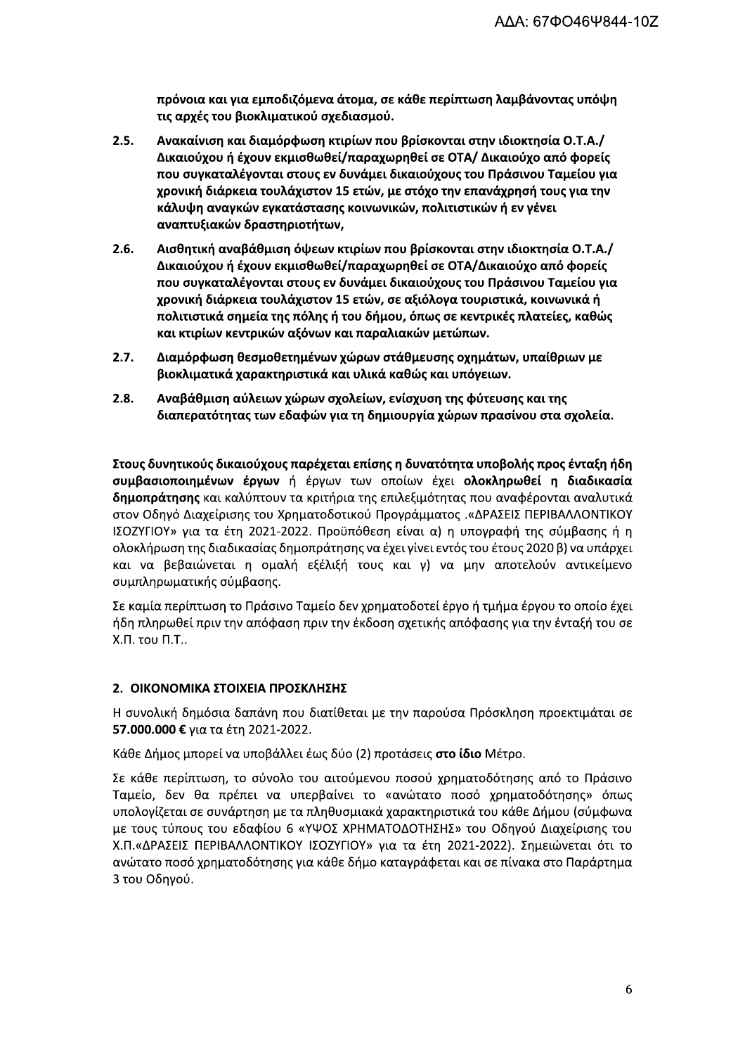**πρόνοια και για εμποδιζόμενα άτομα, σε κάθε περίπτωση λαμβάνοντας υπόψη τις αρχές του βιοκλιματικού σχεδιασμού.**

2.5. **Ανακαίνιση και διαμόρφωση κτιρίων που βρίσκονται στην ιδιοκτησία Ο.Τ.Α./ Δικαιούχου ή έχουν εκμισθωθεί/παραχωρηθεί σε ΟΤΑ/ Δικαιούχο από φορείς που συγκαταλέγονται στους εν δυνάμει δικαιούχους του Πράσινου Ταμείου για χρονική διάρκεια τουλάχιστον 15 ετών, με στόχο την επανάχρησή τους για την κάλυψη αναγκών εγκατάστασης κοινωνικών, πολιτιστικών ή εν γένει αναπτυξιακών δραστηριοτήτων,**

2.6. **Αισθητική αναβάθμιση όψεων κτιρίων που βρίσκονται στην ιδιοκτησία Ο.Τ.Α./ Δικαιούχου ή έχουν εκμισθωθεί/παραχωρηθεί σε ΟΤΑ/Δικαιούχο από φορείς που συγκαταλέγονται στους εν δυνάμει δικαιούχους του Πράσινου Ταμείου για χρονική διάρκεια τουλάχιστον 15 ετών, σε αξιόλογα τουριστικά, κοινωνικά ή πολιτιστικά σημεία της πόλης ή του δήμου, όπως σε κεντρικές πλατείες, καθώς και κτιρίων κεντρικών αξόνων και παραλιακών μετώπων.**

2.7. **Διαμόρφωση θεσμοθετημένων χώρων στάθμευσης οχημάτων, υπαίθριων με βιοκλιματικά χαρακτηριστικά και υλικά καθώς και υπόγειων.**

2.8. **Αναβάθμιση αύλειων χώρων σχολείων, ενίσχυση της φύτευσης και της διαπερατότητας των εδαφών για τη δημιουργία χώρων πρασίνου στα σχολεία.**

**Στους δυνητικούς δικαιούχους παρέχεται επίσης η δυνατότητα υποβολής προς ένταξη ήδη συμβασιοποιημένων έργων** ή έργων των οποίων έχει **ολοκληρωθεί η διαδικασία δημοπράτησης** και καλύπτουν τα κριτήρια της επιλεξιμότητας που αναφέρονται αναλυτικά στον Οδηγό Διαχείρισης του Χρηματοδοτικού Προγράμματος .«ΔΡΑΣΕΙΣ ΠΕΡΙΒΑΛΛΟΝΤΙΚΟΥ ΙΣΟΖΥΓΙΟΥ» για τα έτη 2021-2022. Προϋπόθεση είναι α) η υπογραφή της σύμβασης ή η ολοκλήρωση της διαδικασίας δημοπράτησης να έχει γίνει εντός του έτους 2020 β) να υπάρχει και να βεβαιώνεται η ομαλή εξέλιξή τους και γ) να μην αποτελούν αντικείμενο συμπληρωματικής σύμβασης.

Σε καμία περίπτωση το Πράσινο Ταμείο δεν χρηματοδοτεί έργο ή τμήμα έργου το οποίο έχει ήδη πληρωθεί πριν την απόφαση πριν την έκδοση σχετικής απόφασης για την ένταξή του σε Χ.Π. του Π.Τ..

## 2. ΟΙΚΟΝΟΜΙΚΑ ΣΤΟΙΧΕΙΑ ΠΡΟΣΚΛΗΣΗΣ

Η συνολική δημόσια δαπάνη που διατίθεται με την παρούσα Πρόσκληση προεκτιμάται σε **57.000.000 €** για τα έτη 2021-2022.

Κάθε Δήμος μπορεί να υποβάλλει έως δύο (2) προτάσεις **στο ίδιο** Μέτρο.

Σε κάθε περίπτωση, το σύνολο του αιτούμενου ποσού χρηματοδότησης από το Πράσινο Ταμείο, δεν θα πρέπει να υπερβαίνει το «ανώτατο ποσό χρηματοδότησης» όπως υπολογίζεται σε συνάρτηση με τα πληθυσμιακά χαρακτηριστικά του κάθε Δήμου (σύμφωνα με τους τύπους του εδαφίου 6 «ΥΨΟΣ ΧΡΗΜΑΤΟΔΟΤΗΣΗΣ» του Οδηγού Διαχείρισης του Χ.Π.«ΔΡΑΣΕΙΣ ΠΕΡΙΒΑΛΛΟΝΤΙΚΟΥ ΙΣΟΖΥΓΙΟΥ» για τα έτη 2021-2022). Σημειώνεται ότι το ανώτατο ποσό χρηματοδότησης για κάθε δήμο καταγράφεται και σε πίνακα στο Παράρτημα 3 του Οδηγού.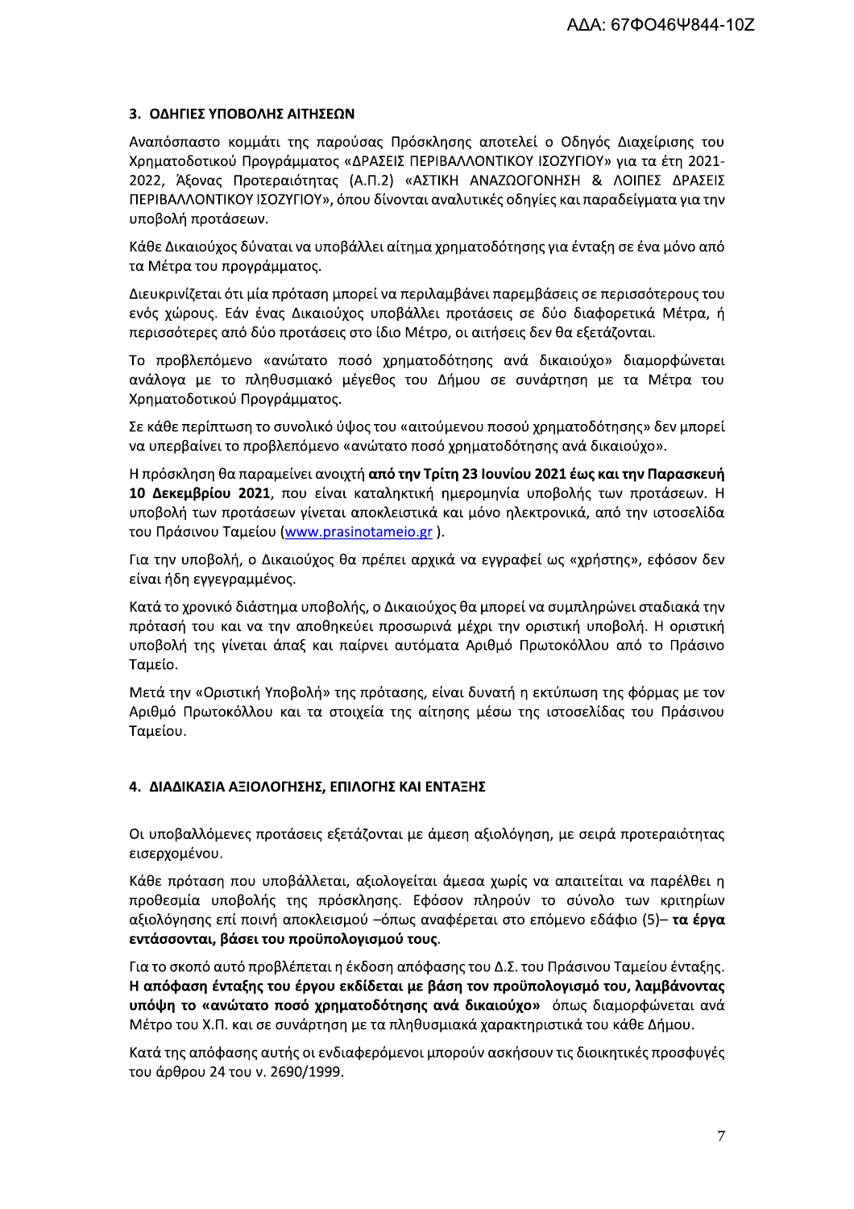## 3. ΟΔΗΓΙΕΣ ΥΠΟΒΟΛΗΣ ΑΙΤΗΣΕΩΝ

Αναπόσπαστο κομμάτι της παρούσας Πρόσκλησης αποτελεί ο Οδηγός Διαχείρισης του Χρηματοδοτικού Προγράμματος «ΔΡΑΣΕΙΣ ΠΕΡΙΒΑΛΛΟΝΤΙΚΟΥ ΙΣΟΖΥΓΙΟΥ» για τα έτη 2021-2022, Άξονας Προτεραιότητας (Α.Π.2) «ΑΣΤΙΚΗ ΑΝΑΖΩΟΓΟΝΗΣΗ & ΛΟΙΠΕΣ ΔΡΑΣΕΙΣ ΠΕΡΙΒΑΛΛΟΝΤΙΚΟΥ ΙΣΟΖΥΓΙΟΥ», όπου δίνονται αναλυτικές οδηγίες και παραδείγματα για την υποβολή προτάσεων.

Κάθε Δικαιούχος δύναται να υποβάλλει αίτημα χρηματοδότησης για ένταξη σε ένα μόνο από τα Μέτρα του προγράμματος.

Διευκρινίζεται ότι μία πρόταση μπορεί να περιλαμβάνει παρεμβάσεις σε περισσότερους του ενός χώρους. Εάν ένας Δικαιούχος υποβάλλει προτάσεις σε δύο διαφορετικά Μέτρα, ή περισσότερες από δύο προτάσεις στο ίδιο Μέτρο, οι αιτήσεις δεν θα εξετάζονται.

Το προβλεπόμενο «ανώτατο ποσό χρηματοδότησης ανά δικαιούχο» διαμορφώνεται ανάλογα με το πληθυσμιακό μέγεθος του Δήμου σε συνάρτηση με τα Μέτρα του Χρηματοδοτικού Προγράμματος.

Σε κάθε περίπτωση το συνολικό ύψος του «αιτούμενου ποσού χρηματοδότησης» δεν μπορεί να υπερβαίνει το προβλεπόμενο «ανώτατο ποσό χρηματοδότησης ανά δικαιούχο».

Η πρόσκληση θα παραμείνει ανοιχτή **από την Τρίτη 23 Ιουνίου 2021 έως και την Παρασκευή 10 Δεκεμβρίου 2021**, που είναι καταληκτική ημερομηνία υποβολής των προτάσεων. Η υποβολή των προτάσεων γίνεται αποκλειστικά και μόνο ηλεκτρονικά, από την ιστοσελίδα του Πράσινου Ταμείου (www.prasinotameio.gr ).

Για την υποβολή, ο Δικαιούχος θα πρέπει αρχικά να εγγραφεί ως «χρήστης», εφόσον δεν είναι ήδη εγγεγραμμένος.

Κατά το χρονικό διάστημα υποβολής, ο Δικαιούχος θα μπορεί να συμπληρώνει σταδιακά την πρότασή του και να την αποθηκεύει προσωρινά μέχρι την οριστική υποβολή. Η οριστική υποβολή της γίνεται άπαξ και παίρνει αυτόματα Αριθμό Πρωτοκόλλου από το Πράσινο Ταμείο.

Μετά την «Οριστική Υποβολή» της πρότασης, είναι δυνατή η εκτύπωση της φόρμας με τον Αριθμό Πρωτοκόλλου και τα στοιχεία της αίτησης μέσω της ιστοσελίδας του Πράσινου Ταμείου.

## 4. ΔΙΑΔΙΚΑΣΙΑ ΑΞΙΟΛΟΓΗΣΗΣ, ΕΠΙΛΟΓΗΣ ΚΑΙ ΕΝΤΑΞΗΣ

Οι υποβαλλόμενες προτάσεις εξετάζονται με άμεση αξιολόγηση, με σειρά προτεραιότητας εισερχομένου.

Κάθε πρόταση που υποβάλλεται, αξιολογείται άμεσα χωρίς να απαιτείται να παρέλθει η προθεσμία υποβολής της πρόσκλησης. Εφόσον πληρούν το σύνολο των κριτηρίων αξιολόγησης επί ποινή αποκλεισμού –όπως αναφέρεται στο επόμενο εδάφιο (5)– **τα έργα εντάσσονται, βάσει του προϋπολογισμού τους**.

Για το σκοπό αυτό προβλέπεται η έκδοση απόφασης του Δ.Σ. του Πράσινου Ταμείου ένταξης. **Η απόφαση ένταξης του έργου εκδίδεται με βάση τον προϋπολογισμό του, λαμβάνοντας υπόψη το «ανώτατο ποσό χρηματοδότησης ανά δικαιούχο»** όπως διαμορφώνεται ανά Μέτρο του Χ.Π. και σε συνάρτηση με τα πληθυσμιακά χαρακτηριστικά του κάθε Δήμου.

Κατά της απόφασης αυτής οι ενδιαφερόμενοι μπορούν ασκήσουν τις διοικητικές προσφυγές του άρθρου 24 του ν. 2690/1999.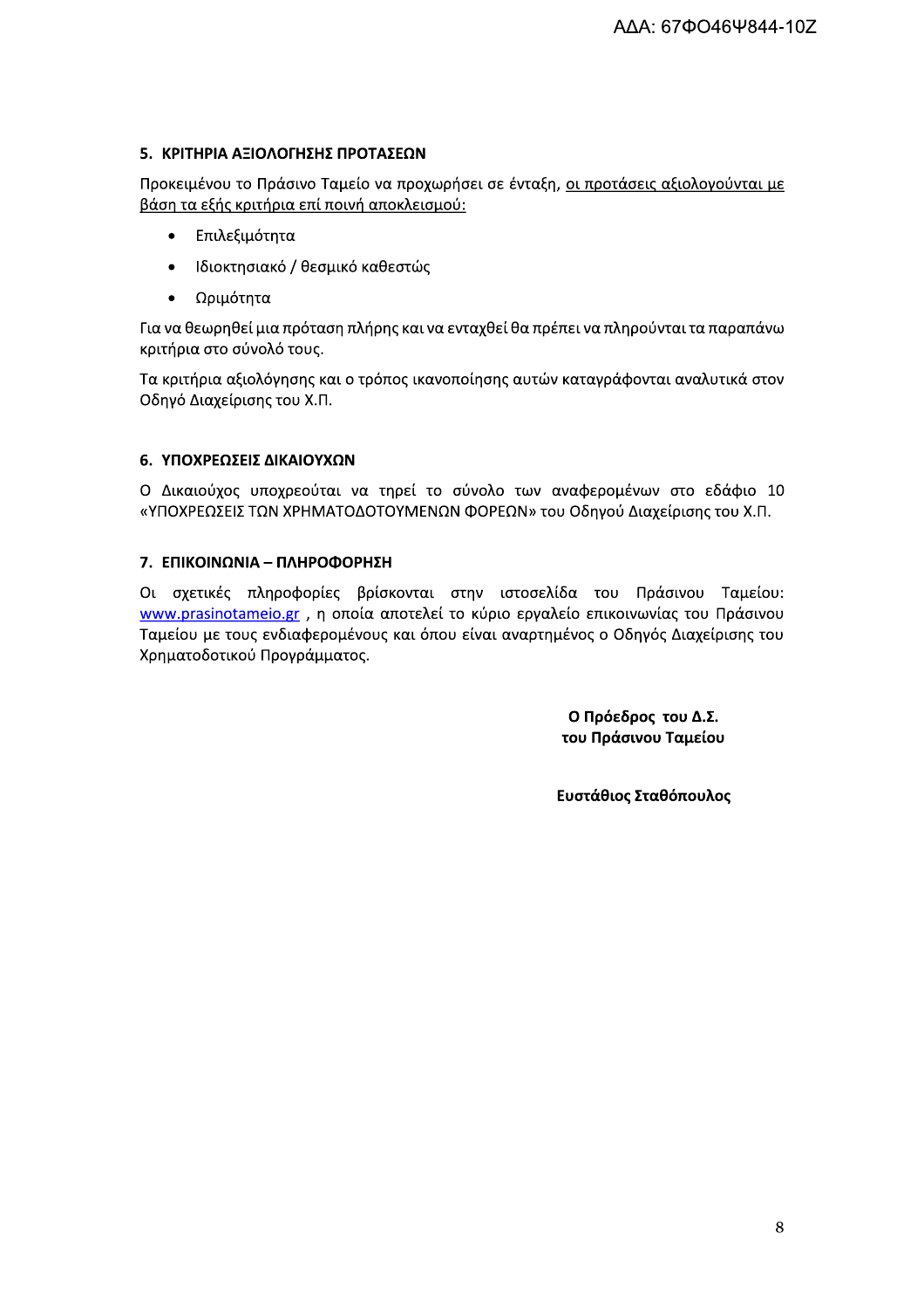## 5. ΚΡΙΤΗΡΙΑ ΑΞΙΟΛΟΓΗΣΗΣ ΠΡΟΤΑΣΕΩΝ

Προκειμένου το Πράσινο Ταμείο να προχωρήσει σε ένταξη, οι προτάσεις αξιολογούνται με βάση τα εξής κριτήρια επί ποινή αποκλεισμού:

- Επιλεξιμότητα
- Ιδιοκτησιακό / θεσμικό καθεστώς
- Ωριμότητα

Για να θεωρηθεί μια πρόταση πλήρης και να ενταχθεί θα πρέπει να πληρούνται τα παραπάνω κριτήρια στο σύνολό τους.

Τα κριτήρια αξιολόγησης και ο τρόπος ικανοποίησης αυτών καταγράφονται αναλυτικά στον Οδηγό Διαχείρισης του Χ.Π.

## 6. ΥΠΟΧΡΕΩΣΕΙΣ ΔΙΚΑΙΟΥΧΩΝ

Ο Δικαιούχος υποχρεούται να τηρεί το σύνολο των αναφερομένων στο εδάφιο 10 «ΥΠΟΧΡΕΩΣΕΙΣ ΤΩΝ ΧΡΗΜΑΤΟΔΟΤΟΥΜΕΝΩΝ ΦΟΡΕΩΝ» του Οδηγού Διαχείρισης του Χ.Π.

## 7. ΕΠΙΚΟΙΝΩΝΙΑ – ΠΛΗΡΟΦΟΡΗΣΗ

Οι σχετικές πληροφορίες βρίσκονται στην ιστοσελίδα του Πράσινου Ταμείου: www.prasinotameio.gr , η οποία αποτελεί το κύριο εργαλείο επικοινωνίας του Πράσινου Ταμείου με τους ενδιαφερομένους και όπου είναι αναρτημένος ο Οδηγός Διαχείρισης του Χρηματοδοτικού Προγράμματος.

**Ο Πρόεδρος του Δ.Σ.**
**του Πράσινου Ταμείου**

**Ευστάθιος Σταθόπουλος**